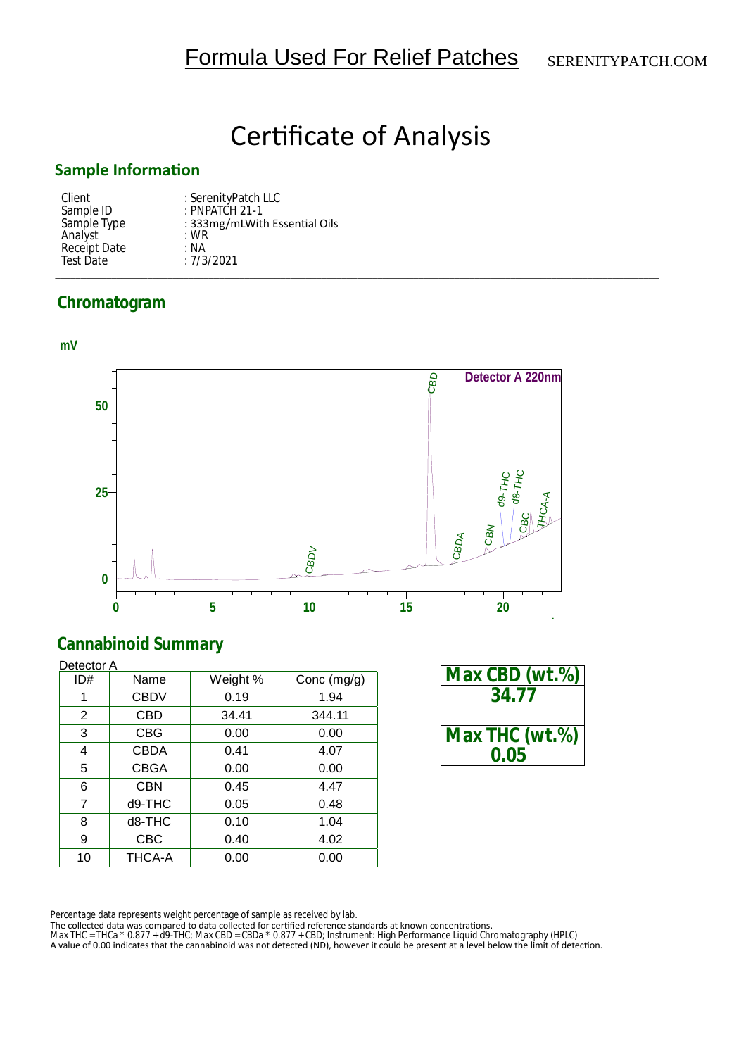# Formula Used For Relief Patches

SERENITYPATCH.COM

# Certificate of Analysis

## Sample Information

| | |
|---|---|
| Client | : SerenityPatch LLC |
| Sample ID | : PNPATCH 21-1 |
| Sample Type | : 333mg/mLWith Essential Oils |
| Analyst | : WR |
| Receipt Date | : NA |
| Test Date | : 7/3/2021 |

## Chromatogram

mV

Detector A 220nm

## Cannabinoid Summary

Detector A

| ID# | Name | Weight % | Conc (mg/g) |
|---|---|---|---|
| 1 | CBDV | 0.19 | 1.94 |
| 2 | CBD | 34.41 | 344.11 |
| 3 | CBG | 0.00 | 0.00 |
| 4 | CBDA | 0.41 | 4.07 |
| 5 | CBGA | 0.00 | 0.00 |
| 6 | CBN | 0.45 | 4.47 |
| 7 | d9-THC | 0.05 | 0.48 |
| 8 | d8-THC | 0.10 | 1.04 |
| 9 | CBC | 0.40 | 4.02 |
| 10 | THCA-A | 0.00 | 0.00 |

| Max CBD (wt.%) |
|---|
| **34.77** |
| |
| **Max THC (wt.%)** |
| **0.05** |

Percentage data represents weight percentage of sample as received by lab.
The collected data was compared to data collected for certified reference standards at known concentrations.
Max THC = THCa * 0.877 + d9-THC; Max CBD = CBDa * 0.877 + CBD; Instrument: High Performance Liquid Chromatography (HPLC)
A value of 0.00 indicates that the cannabinoid was not detected (ND), however it could be present at a level below the limit of detection.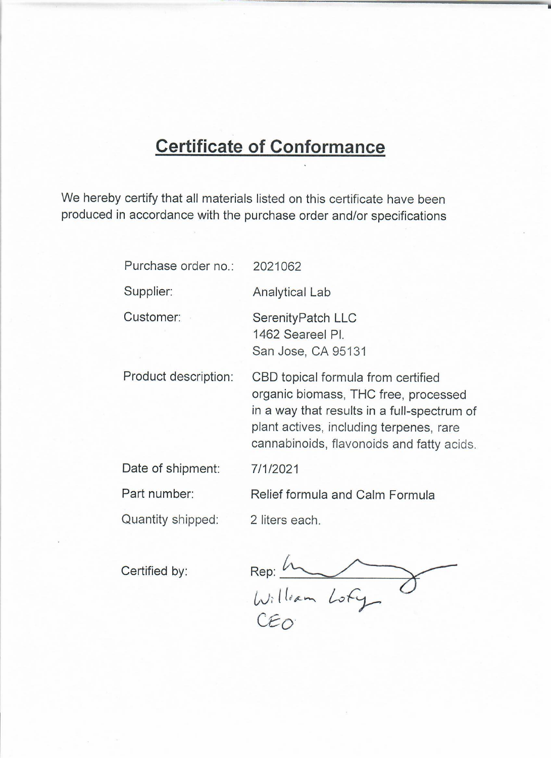# Certificate of Conformance

We hereby certify that all materials listed on this certificate have been produced in accordance with the purchase order and/or specifications

| | |
|---|---|
| Purchase order no.: | 2021062 |
| Supplier: | Analytical Lab |
| Customer: | SerenityPatch LLC<br>1462 Seareel Pl.<br>San Jose, CA 95131 |
| Product description: | CBD topical formula from certified organic biomass, THC free, processed in a way that results in a full-spectrum of plant actives, including terpenes, rare cannabinoids, flavonoids and fatty acids. |
| Date of shipment: | 7/1/2021 |
| Part number: | Relief formula and Calm Formula |
| Quantity shipped: | 2 liters each. |

Certified by: Rep: ____________

William Lofy
CEO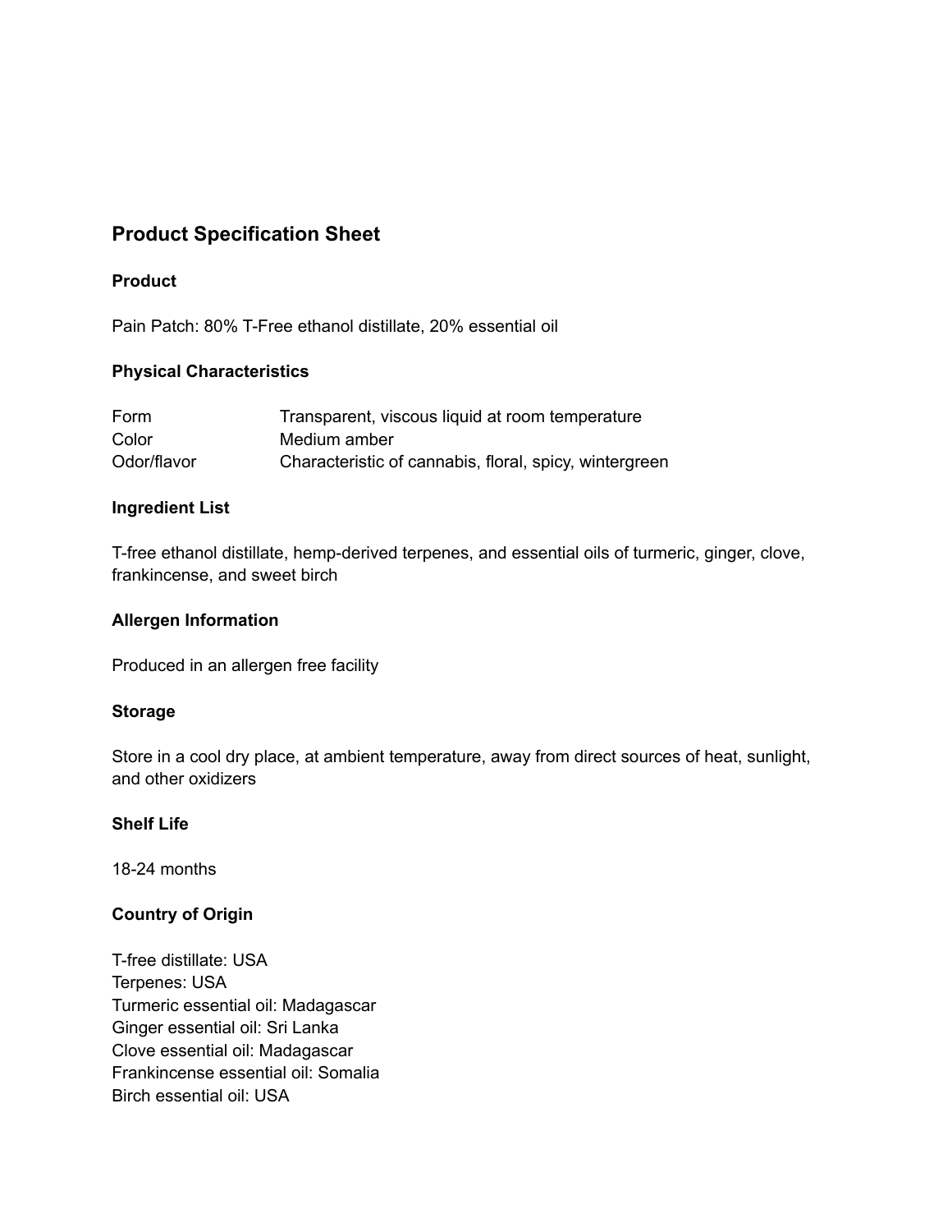## Product Specification Sheet

### Product

Pain Patch: 80% T-Free ethanol distillate, 20% essential oil

### Physical Characteristics

| | |
|---|---|
| Form | Transparent, viscous liquid at room temperature |
| Color | Medium amber |
| Odor/flavor | Characteristic of cannabis, floral, spicy, wintergreen |

### Ingredient List

T-free ethanol distillate, hemp-derived terpenes, and essential oils of turmeric, ginger, clove, frankincense, and sweet birch

### Allergen Information

Produced in an allergen free facility

### Storage

Store in a cool dry place, at ambient temperature, away from direct sources of heat, sunlight, and other oxidizers

### Shelf Life

18-24 months

### Country of Origin

T-free distillate: USA
Terpenes: USA
Turmeric essential oil: Madagascar
Ginger essential oil: Sri Lanka
Clove essential oil: Madagascar
Frankincense essential oil: Somalia
Birch essential oil: USA